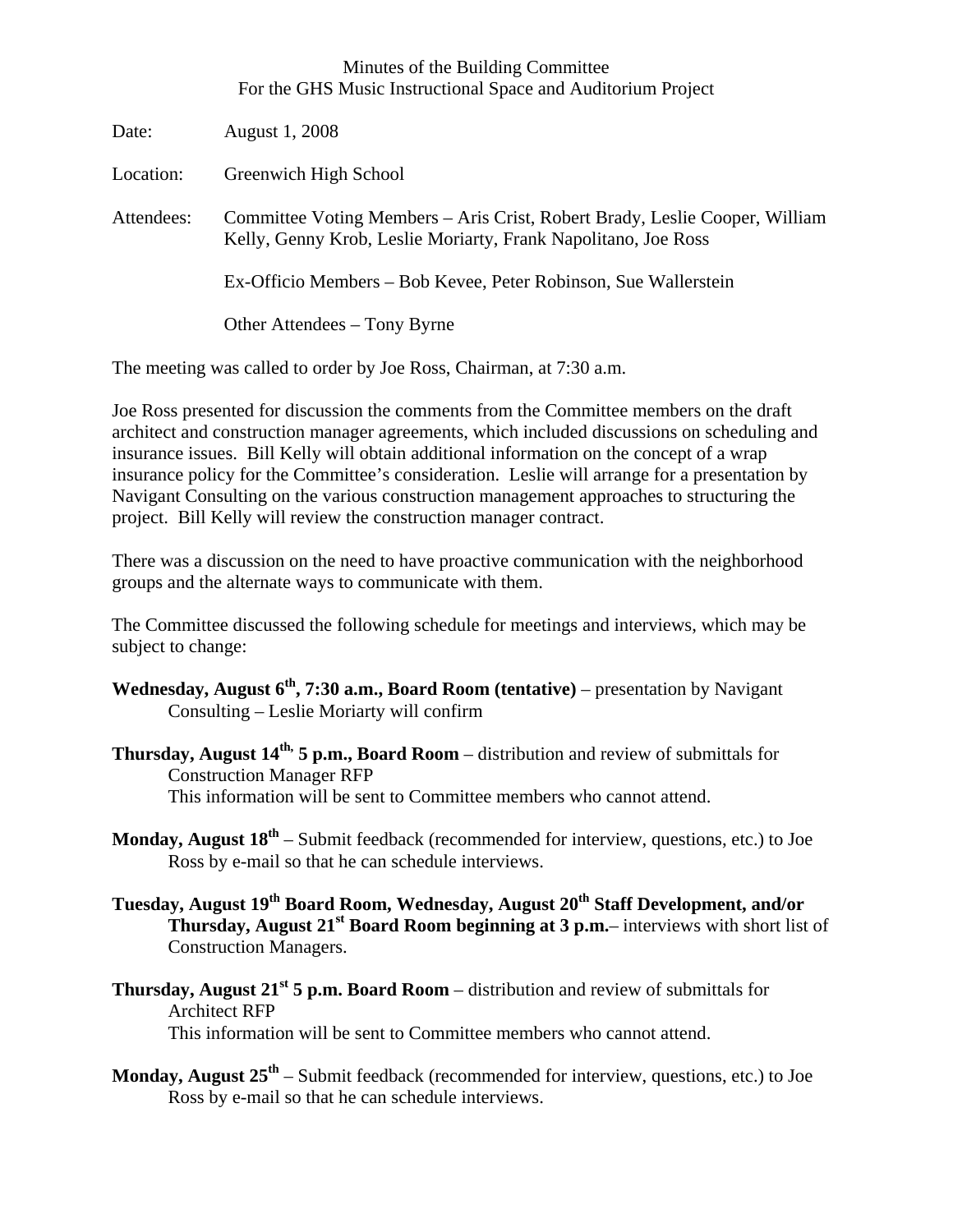Minutes of the Building Committee
For the GHS Music Instructional Space and Auditorium Project

Date: August 1, 2008

Location: Greenwich High School

Attendees: Committee Voting Members – Aris Crist, Robert Brady, Leslie Cooper, William Kelly, Genny Krob, Leslie Moriarty, Frank Napolitano, Joe Ross

Ex-Officio Members – Bob Kevee, Peter Robinson, Sue Wallerstein

Other Attendees – Tony Byrne

The meeting was called to order by Joe Ross, Chairman, at 7:30 a.m.

Joe Ross presented for discussion the comments from the Committee members on the draft architect and construction manager agreements, which included discussions on scheduling and insurance issues. Bill Kelly will obtain additional information on the concept of a wrap insurance policy for the Committee's consideration. Leslie will arrange for a presentation by Navigant Consulting on the various construction management approaches to structuring the project. Bill Kelly will review the construction manager contract.

There was a discussion on the need to have proactive communication with the neighborhood groups and the alternate ways to communicate with them.

The Committee discussed the following schedule for meetings and interviews, which may be subject to change:

**Wednesday, August 6th, 7:30 a.m., Board Room (tentative)** – presentation by Navigant Consulting – Leslie Moriarty will confirm

**Thursday, August 14th, 5 p.m., Board Room** – distribution and review of submittals for Construction Manager RFP
This information will be sent to Committee members who cannot attend.

**Monday, August 18th** – Submit feedback (recommended for interview, questions, etc.) to Joe Ross by e-mail so that he can schedule interviews.

**Tuesday, August 19th Board Room, Wednesday, August 20th Staff Development, and/or Thursday, August 21st Board Room beginning at 3 p.m.**– interviews with short list of Construction Managers.

**Thursday, August 21st 5 p.m. Board Room** – distribution and review of submittals for Architect RFP
This information will be sent to Committee members who cannot attend.

**Monday, August 25th** – Submit feedback (recommended for interview, questions, etc.) to Joe Ross by e-mail so that he can schedule interviews.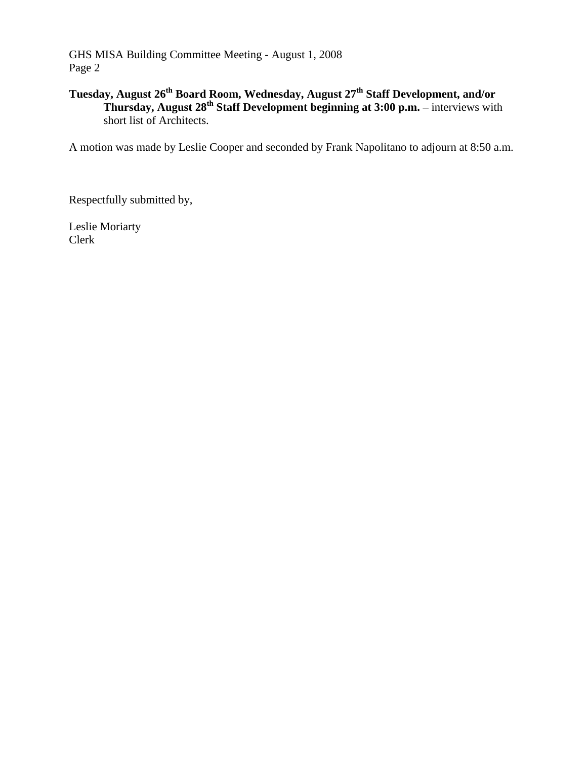**Tuesday, August 26th Board Room, Wednesday, August 27th Staff Development, and/or Thursday, August 28th Staff Development beginning at 3:00 p.m.** – interviews with short list of Architects.

A motion was made by Leslie Cooper and seconded by Frank Napolitano to adjourn at 8:50 a.m.

Respectfully submitted by,

Leslie Moriarty
Clerk